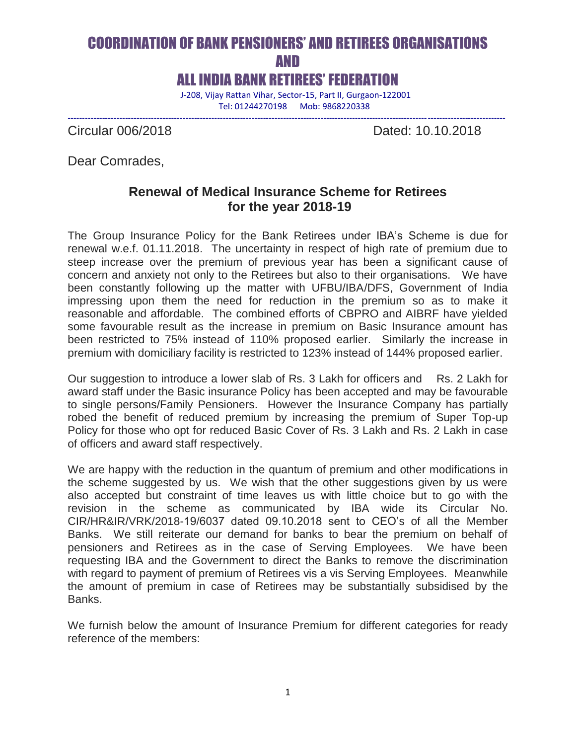# COORDINATION OF BANK PENSIONERS' AND RETIREES ORGANISATIONS
# AND
# ALL INDIA BANK RETIREES' FEDERATION

J-208, Vijay Rattan Vihar, Sector-15, Part II, Gurgaon-122001
Tel: 01244270198 Mob: 9868220338

---

Circular 006/2018 Dated: 10.10.2018

Dear Comrades,

## Renewal of Medical Insurance Scheme for Retirees for the year 2018-19

The Group Insurance Policy for the Bank Retirees under IBA's Scheme is due for renewal w.e.f. 01.11.2018. The uncertainty in respect of high rate of premium due to steep increase over the premium of previous year has been a significant cause of concern and anxiety not only to the Retirees but also to their organisations. We have been constantly following up the matter with UFBU/IBA/DFS, Government of India impressing upon them the need for reduction in the premium so as to make it reasonable and affordable. The combined efforts of CBPRO and AIBRF have yielded some favourable result as the increase in premium on Basic Insurance amount has been restricted to 75% instead of 110% proposed earlier. Similarly the increase in premium with domiciliary facility is restricted to 123% instead of 144% proposed earlier.

Our suggestion to introduce a lower slab of Rs. 3 Lakh for officers and Rs. 2 Lakh for award staff under the Basic insurance Policy has been accepted and may be favourable to single persons/Family Pensioners. However the Insurance Company has partially robed the benefit of reduced premium by increasing the premium of Super Top-up Policy for those who opt for reduced Basic Cover of Rs. 3 Lakh and Rs. 2 Lakh in case of officers and award staff respectively.

We are happy with the reduction in the quantum of premium and other modifications in the scheme suggested by us. We wish that the other suggestions given by us were also accepted but constraint of time leaves us with little choice but to go with the revision in the scheme as communicated by IBA wide its Circular No. CIR/HR&IR/VRK/2018-19/6037 dated 09.10.2018 sent to CEO's of all the Member Banks. We still reiterate our demand for banks to bear the premium on behalf of pensioners and Retirees as in the case of Serving Employees. We have been requesting IBA and the Government to direct the Banks to remove the discrimination with regard to payment of premium of Retirees vis a vis Serving Employees. Meanwhile the amount of premium in case of Retirees may be substantially subsidised by the Banks.

We furnish below the amount of Insurance Premium for different categories for ready reference of the members: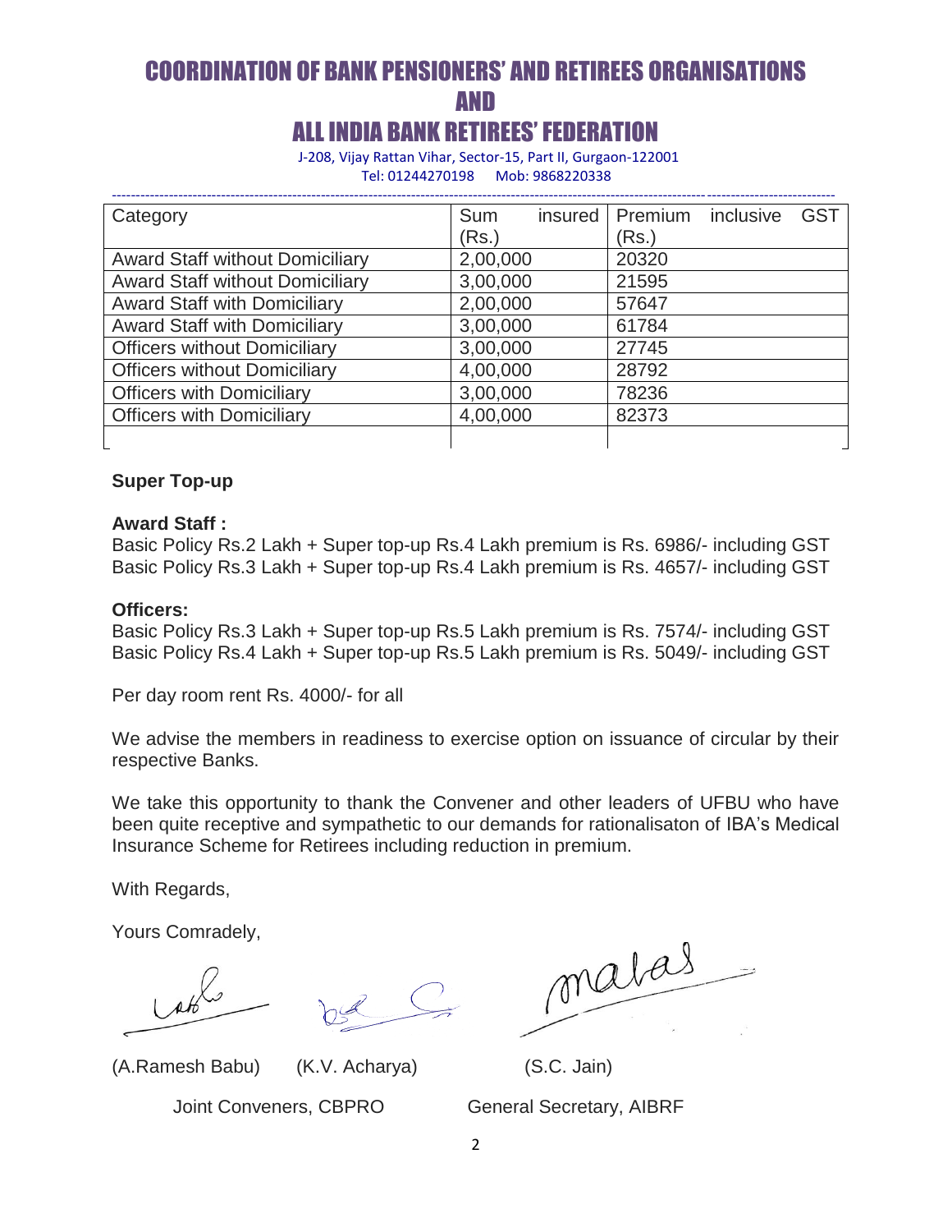# COORDINATION OF BANK PENSIONERS' AND RETIREES ORGANISATIONS AND ALL INDIA BANK RETIREES' FEDERATION

J-208, Vijay Rattan Vihar, Sector-15, Part II, Gurgaon-122001
Tel: 01244270198 Mob: 9868220338

| Category | Sum insured (Rs.) | Premium inclusive GST (Rs.) |
|---|---|---|
| Award Staff without Domiciliary | 2,00,000 | 20320 |
| Award Staff without Domiciliary | 3,00,000 | 21595 |
| Award Staff with Domiciliary | 2,00,000 | 57647 |
| Award Staff with Domiciliary | 3,00,000 | 61784 |
| Officers without Domiciliary | 3,00,000 | 27745 |
| Officers without Domiciliary | 4,00,000 | 28792 |
| Officers with Domiciliary | 3,00,000 | 78236 |
| Officers with Domiciliary | 4,00,000 | 82373 |
| | | |

**Super Top-up**

**Award Staff :**
Basic Policy Rs.2 Lakh + Super top-up Rs.4 Lakh premium is Rs. 6986/- including GST
Basic Policy Rs.3 Lakh + Super top-up Rs.4 Lakh premium is Rs. 4657/- including GST

**Officers:**
Basic Policy Rs.3 Lakh + Super top-up Rs.5 Lakh premium is Rs. 7574/- including GST
Basic Policy Rs.4 Lakh + Super top-up Rs.5 Lakh premium is Rs. 5049/- including GST

Per day room rent Rs. 4000/- for all

We advise the members in readiness to exercise option on issuance of circular by their respective Banks.

We take this opportunity to thank the Convener and other leaders of UFBU who have been quite receptive and sympathetic to our demands for rationalisaton of IBA's Medical Insurance Scheme for Retirees including reduction in premium.

With Regards,

Yours Comradely,

(A.Ramesh Babu) (K.V. Acharya) (S.C. Jain)

Joint Conveners, CBPRO General Secretary, AIBRF